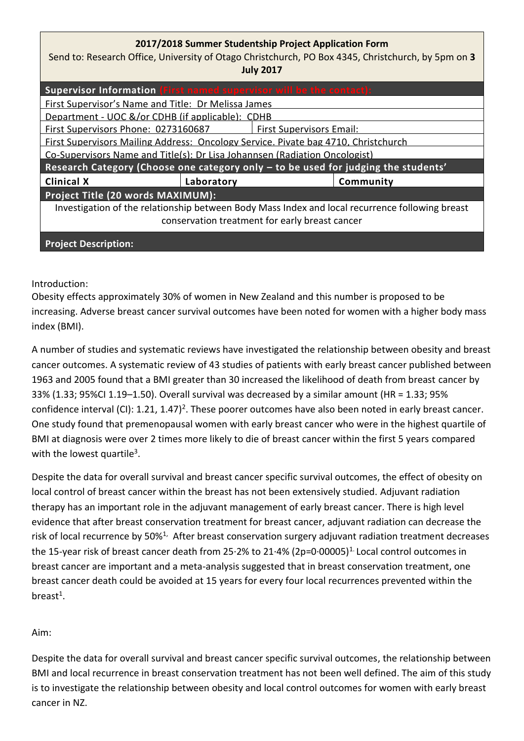**2017/2018 Summer Studentship Project Application Form**

Send to: Research Office, University of Otago Christchurch, PO Box 4345, Christchurch, by 5pm on **3 July 2017**

| | | |
|---|---|---|
| **Supervisor Information** (First named supervisor will be the contact): | | |
| First Supervisor's Name and Title: Dr Melissa James | | |
| Department - UOC &/or CDHB (if applicable): CDHB | | |
| First Supervisors Phone: 0273160687 | First Supervisors Email: | |
| First Supervisors Mailing Address: Oncology Service. Pivate bag 4710, Christchurch | | |
| Co-Supervisors Name and Title(s): Dr Lisa Johannsen (Radiation Oncologist) | | |
| **Research Category (Choose one category only – to be used for judging the students'** | | |
| **Clinical X** | **Laboratory** | **Community** |
| **Project Title (20 words MAXIMUM):** | | |
| Investigation of the relationship between Body Mass Index and local recurrence following breast conservation treatment for early breast cancer | | |
| **Project Description:** | | |

Introduction:

Obesity effects approximately 30% of women in New Zealand and this number is proposed to be increasing. Adverse breast cancer survival outcomes have been noted for women with a higher body mass index (BMI).

A number of studies and systematic reviews have investigated the relationship between obesity and breast cancer outcomes. A systematic review of 43 studies of patients with early breast cancer published between 1963 and 2005 found that a BMI greater than 30 increased the likelihood of death from breast cancer by 33% (1.33; 95%CI 1.19–1.50). Overall survival was decreased by a similar amount (HR = 1.33; 95% confidence interval (CI): 1.21, 1.47)[2]. These poorer outcomes have also been noted in early breast cancer. One study found that premenopausal women with early breast cancer who were in the highest quartile of BMI at diagnosis were over 2 times more likely to die of breast cancer within the first 5 years compared with the lowest quartile[3].

Despite the data for overall survival and breast cancer specific survival outcomes, the effect of obesity on local control of breast cancer within the breast has not been extensively studied. Adjuvant radiation therapy has an important role in the adjuvant management of early breast cancer. There is high level evidence that after breast conservation treatment for breast cancer, adjuvant radiation can decrease the risk of local recurrence by 50%[1,] After breast conservation surgery adjuvant radiation treatment decreases the 15-year risk of breast cancer death from 25·2% to 21·4% (2p=0·00005)[1.] Local control outcomes in breast cancer are important and a meta-analysis suggested that in breast conservation treatment, one breast cancer death could be avoided at 15 years for every four local recurrences prevented within the breast[1].

Aim:

Despite the data for overall survival and breast cancer specific survival outcomes, the relationship between BMI and local recurrence in breast conservation treatment has not been well defined. The aim of this study is to investigate the relationship between obesity and local control outcomes for women with early breast cancer in NZ.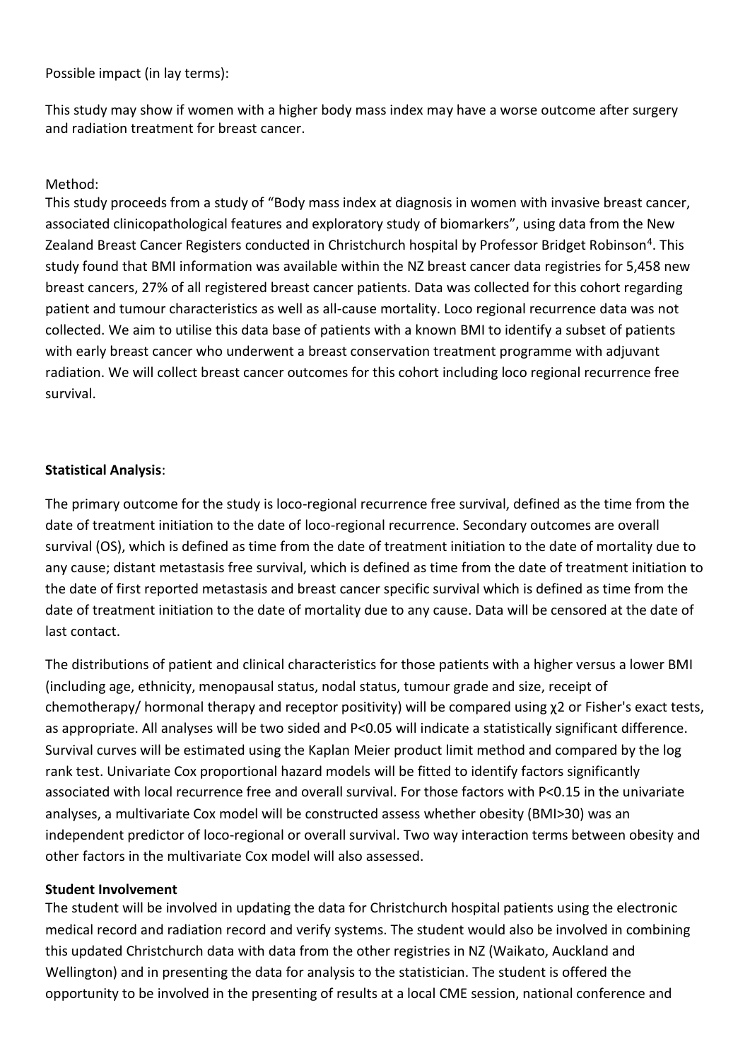Possible impact (in lay terms):

This study may show if women with a higher body mass index may have a worse outcome after surgery and radiation treatment for breast cancer.

Method:

This study proceeds from a study of "Body mass index at diagnosis in women with invasive breast cancer, associated clinicopathological features and exploratory study of biomarkers", using data from the New Zealand Breast Cancer Registers conducted in Christchurch hospital by Professor Bridget Robinson[4]. This study found that BMI information was available within the NZ breast cancer data registries for 5,458 new breast cancers, 27% of all registered breast cancer patients. Data was collected for this cohort regarding patient and tumour characteristics as well as all-cause mortality. Loco regional recurrence data was not collected. We aim to utilise this data base of patients with a known BMI to identify a subset of patients with early breast cancer who underwent a breast conservation treatment programme with adjuvant radiation. We will collect breast cancer outcomes for this cohort including loco regional recurrence free survival.

**Statistical Analysis**:

The primary outcome for the study is loco-regional recurrence free survival, defined as the time from the date of treatment initiation to the date of loco-regional recurrence. Secondary outcomes are overall survival (OS), which is defined as time from the date of treatment initiation to the date of mortality due to any cause; distant metastasis free survival, which is defined as time from the date of treatment initiation to the date of first reported metastasis and breast cancer specific survival which is defined as time from the date of treatment initiation to the date of mortality due to any cause. Data will be censored at the date of last contact.

The distributions of patient and clinical characteristics for those patients with a higher versus a lower BMI (including age, ethnicity, menopausal status, nodal status, tumour grade and size, receipt of chemotherapy/ hormonal therapy and receptor positivity) will be compared using $\chi^2$ or Fisher's exact tests, as appropriate. All analyses will be two sided and $P<0.05$ will indicate a statistically significant difference. Survival curves will be estimated using the Kaplan Meier product limit method and compared by the log rank test. Univariate Cox proportional hazard models will be fitted to identify factors significantly associated with local recurrence free and overall survival. For those factors with $P<0.15$ in the univariate analyses, a multivariate Cox model will be constructed assess whether obesity (BMI>30) was an independent predictor of loco-regional or overall survival. Two way interaction terms between obesity and other factors in the multivariate Cox model will also assessed.

**Student Involvement**

The student will be involved in updating the data for Christchurch hospital patients using the electronic medical record and radiation record and verify systems. The student would also be involved in combining this updated Christchurch data with data from the other registries in NZ (Waikato, Auckland and Wellington) and in presenting the data for analysis to the statistician. The student is offered the opportunity to be involved in the presenting of results at a local CME session, national conference and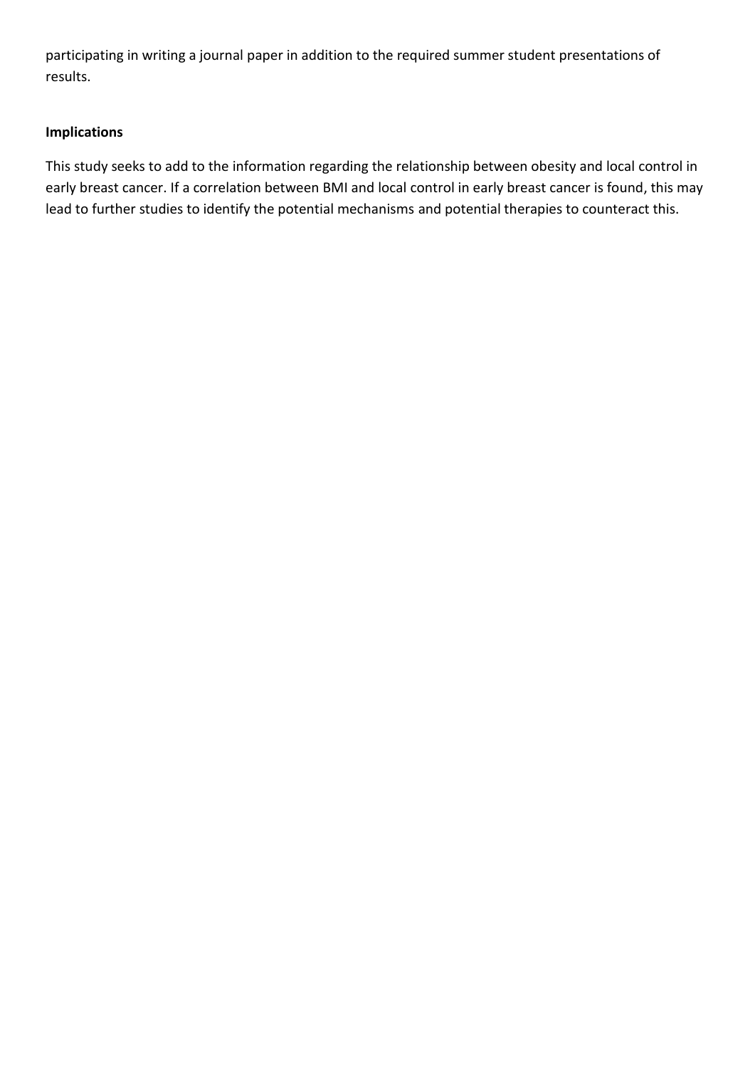participating in writing a journal paper in addition to the required summer student presentations of results.

**Implications**

This study seeks to add to the information regarding the relationship between obesity and local control in early breast cancer. If a correlation between BMI and local control in early breast cancer is found, this may lead to further studies to identify the potential mechanisms and potential therapies to counteract this.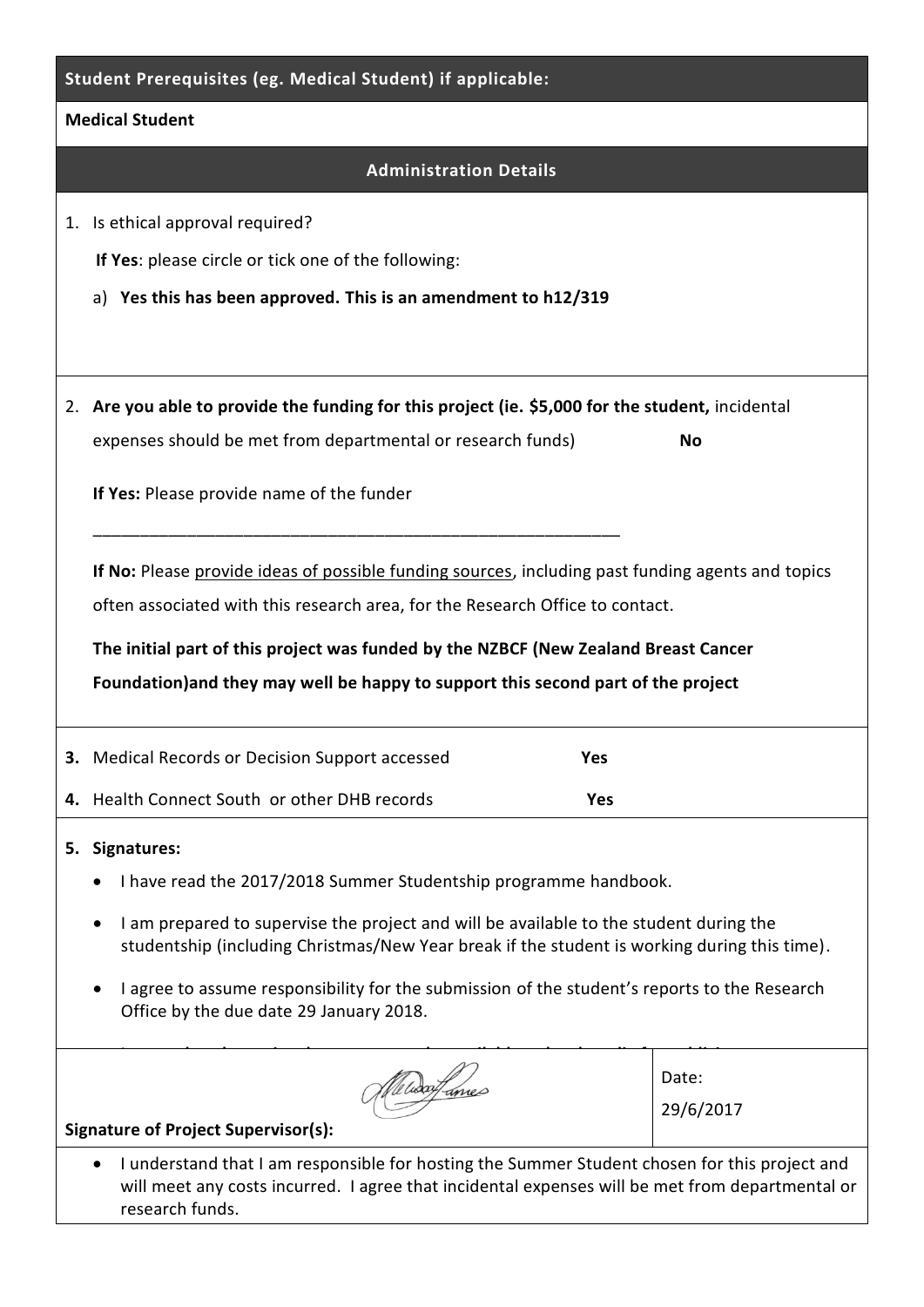**Student Prerequisites (eg. Medical Student) if applicable:**

**Medical Student**

## Administration Details

1. Is ethical approval required?

   **If Yes**: please circle or tick one of the following:

   a) **Yes this has been approved. This is an amendment to h12/319**

2. **Are you able to provide the funding for this project (ie. $5,000 for the student,** incidental expenses should be met from departmental or research funds) **No**

   **If Yes:** Please provide name of the funder

   ____________________________________________________________

   **If No:** Please provide ideas of possible funding sources, including past funding agents and topics often associated with this research area, for the Research Office to contact.

   **The initial part of this project was funded by the NZBCF (New Zealand Breast Cancer Foundation)and they may well be happy to support this second part of the project**

3. Medical Records or Decision Support accessed **Yes**
4. Health Connect South or other DHB records **Yes**

5. **Signatures:**
   - I have read the 2017/2018 Summer Studentship programme handbook.
   - I am prepared to supervise the project and will be available to the student during the studentship (including Christmas/New Year break if the student is working during this time).
   - I agree to assume responsibility for the submission of the student's reports to the Research Office by the due date 29 January 2018.

**Signature of Project Supervisor(s):**

Date: 29/6/2017

- I understand that I am responsible for hosting the Summer Student chosen for this project and will meet any costs incurred. I agree that incidental expenses will be met from departmental or research funds.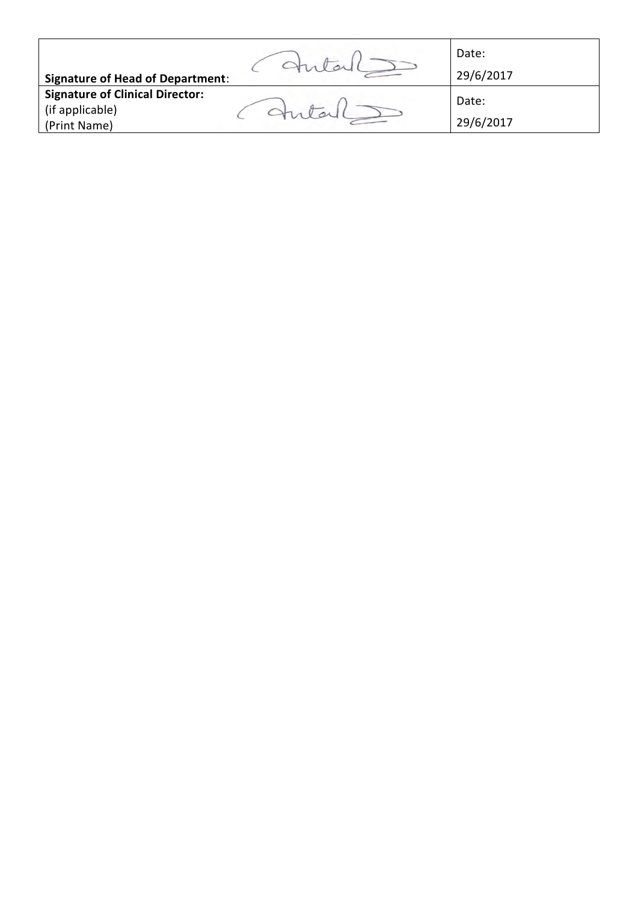| | | |
|---|---|---|
| **Signature of Head of Department**: | | Date: 29/6/2017 |
| **Signature of Clinical Director:** (if applicable) (Print Name) | | Date: 29/6/2017 |